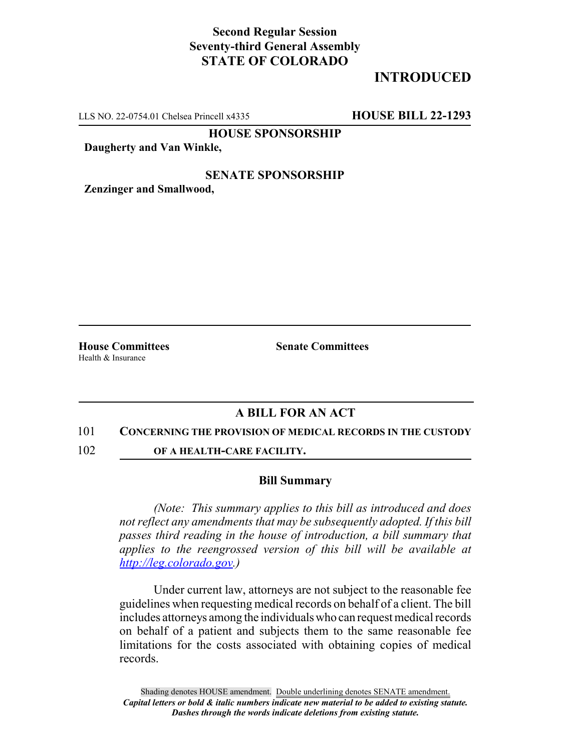**Second Regular Session**
**Seventy-third General Assembly**
**STATE OF COLORADO**

# INTRODUCTED

LLS NO. 22-0754.01 Chelsea Princell x4335 **HOUSE BILL 22-1293**

**HOUSE SPONSORSHIP**

**Daugherty and Van Winkle,**

**SENATE SPONSORSHIP**

**Zenzinger and Smallwood,**

**House Committees**
Health & Insurance

**Senate Committees**

## A BILL FOR AN ACT

101 **CONCERNING THE PROVISION OF MEDICAL RECORDS IN THE CUSTODY**
102 **OF A HEALTH-CARE FACILITY.**

### Bill Summary

*(Note: This summary applies to this bill as introduced and does not reflect any amendments that may be subsequently adopted. If this bill passes third reading in the house of introduction, a bill summary that applies to the reengrossed version of this bill will be available at http://leg.colorado.gov.)*

Under current law, attorneys are not subject to the reasonable fee guidelines when requesting medical records on behalf of a client. The bill includes attorneys among the individuals who can request medical records on behalf of a patient and subjects them to the same reasonable fee limitations for the costs associated with obtaining copies of medical records.

Shading denotes HOUSE amendment. Double underlining denotes SENATE amendment.
*Capital letters or bold & italic numbers indicate new material to be added to existing statute.*
*Dashes through the words indicate deletions from existing statute.*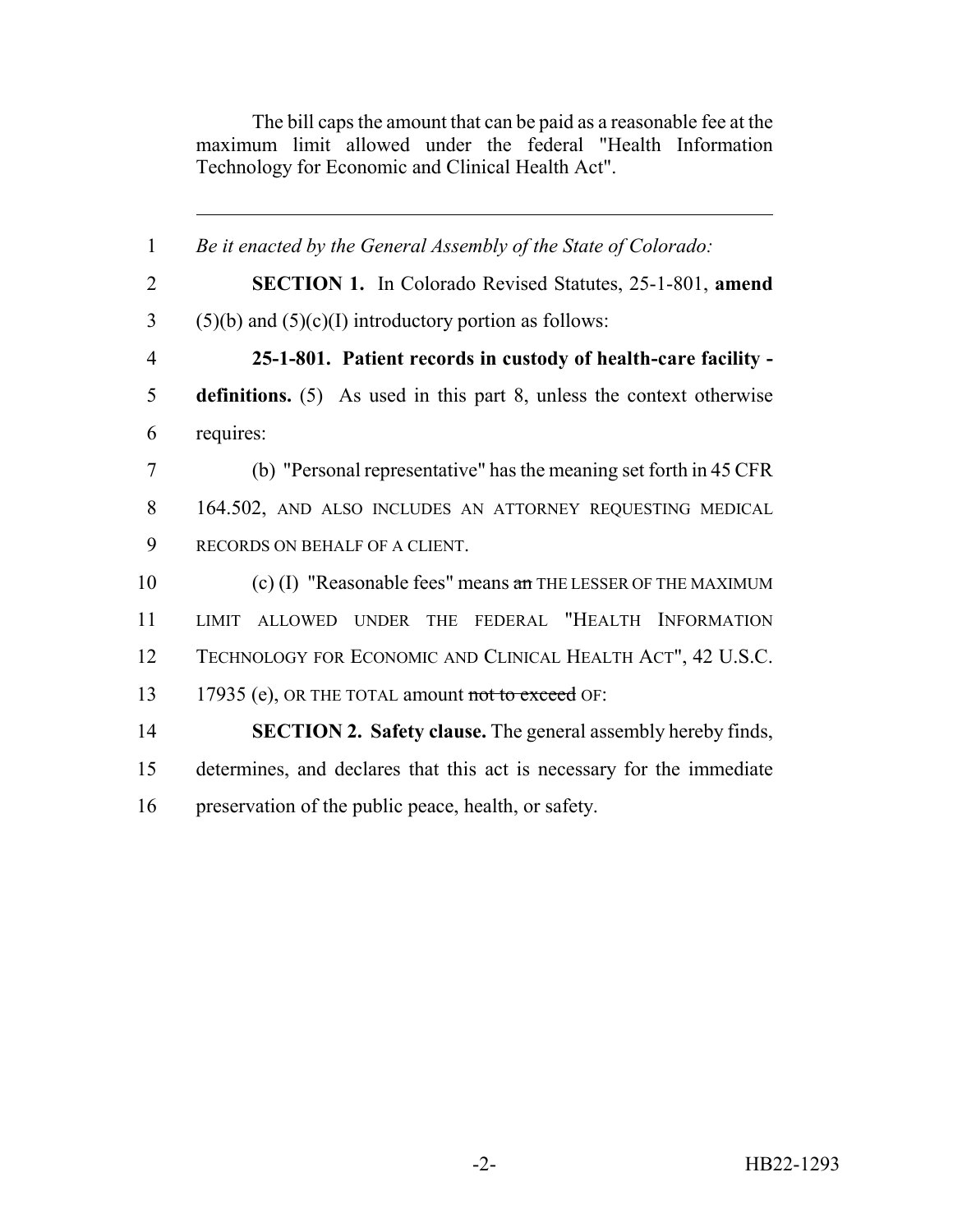The bill caps the amount that can be paid as a reasonable fee at the maximum limit allowed under the federal "Health Information Technology for Economic and Clinical Health Act".

---

1 *Be it enacted by the General Assembly of the State of Colorado:*

2 **SECTION 1.** In Colorado Revised Statutes, 25-1-801, **amend**
3 (5)(b) and (5)(c)(I) introductory portion as follows:

4 **25-1-801. Patient records in custody of health-care facility -**
5 **definitions.** (5) As used in this part 8, unless the context otherwise
6 requires:

7 (b) "Personal representative" has the meaning set forth in 45 CFR
8 164.502, AND ALSO INCLUDES AN ATTORNEY REQUESTING MEDICAL
9 RECORDS ON BEHALF OF A CLIENT.

10 (c) (I) "Reasonable fees" means ~~an~~ THE LESSER OF THE MAXIMUM
11 LIMIT ALLOWED UNDER THE FEDERAL "HEALTH INFORMATION
12 TECHNOLOGY FOR ECONOMIC AND CLINICAL HEALTH ACT", 42 U.S.C.
13 17935 (e), OR THE TOTAL amount ~~not to exceed~~ OF:

14 **SECTION 2. Safety clause.** The general assembly hereby finds,
15 determines, and declares that this act is necessary for the immediate
16 preservation of the public peace, health, or safety.